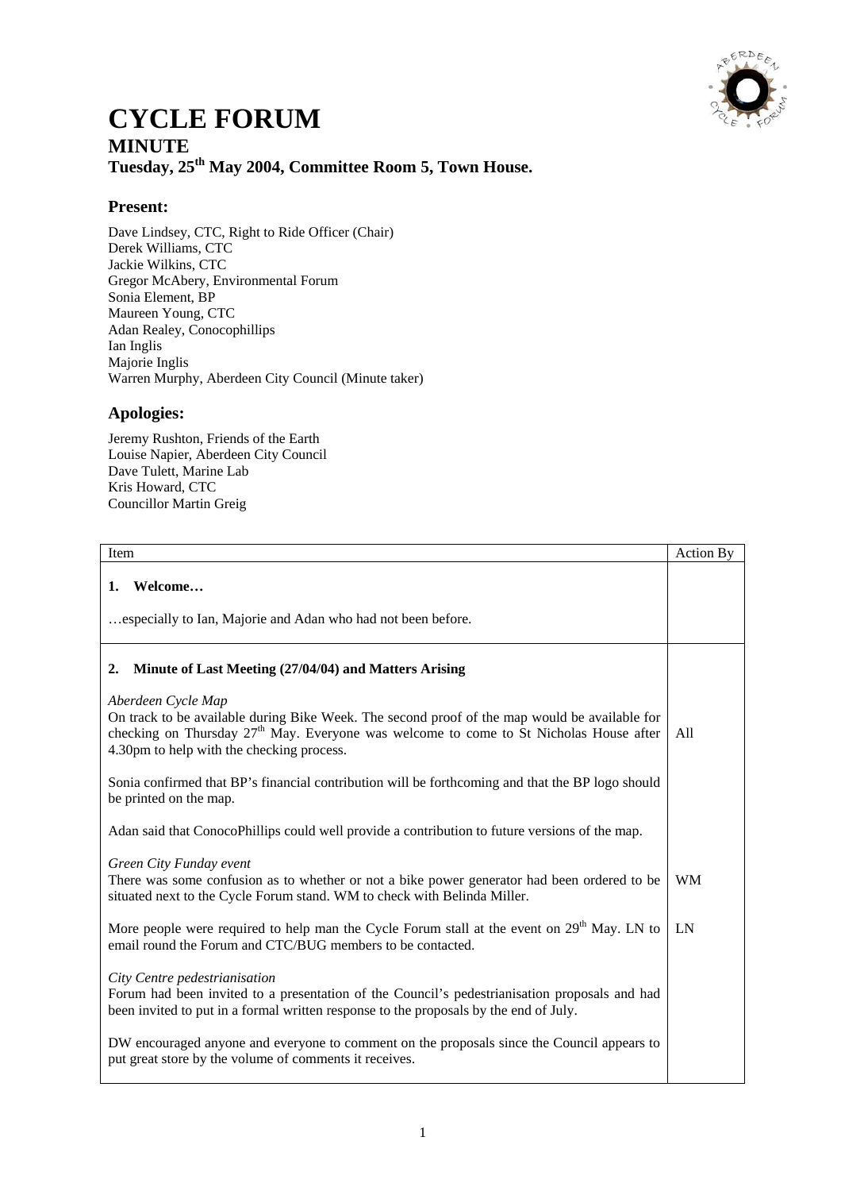# CYCLE FORUM

## MINUTE

### Tuesday, 25th May 2004, Committee Room 5, Town House.

### Present:

Dave Lindsey, CTC, Right to Ride Officer (Chair)
Derek Williams, CTC
Jackie Wilkins, CTC
Gregor McAbery, Environmental Forum
Sonia Element, BP
Maureen Young, CTC
Adan Realey, Conocophillips
Ian Inglis
Majorie Inglis
Warren Murphy, Aberdeen City Council (Minute taker)

### Apologies:

Jeremy Rushton, Friends of the Earth
Louise Napier, Aberdeen City Council
Dave Tulett, Marine Lab
Kris Howard, CTC
Councillor Martin Greig

| Item | Action By |
|---|---|
| **1. Welcome…** | |
| …especially to Ian, Majorie and Adan who had not been before. | |
| **2. Minute of Last Meeting (27/04/04) and Matters Arising** | |
| *Aberdeen Cycle Map*<br>On track to be available during Bike Week. The second proof of the map would be available for checking on Thursday 27th May. Everyone was welcome to come to St Nicholas House after 4.30pm to help with the checking process. | All |
| Sonia confirmed that BP's financial contribution will be forthcoming and that the BP logo should be printed on the map. | |
| Adan said that ConocoPhillips could well provide a contribution to future versions of the map. | |
| *Green City Funday event*<br>There was some confusion as to whether or not a bike power generator had been ordered to be situated next to the Cycle Forum stand. WM to check with Belinda Miller. | WM |
| More people were required to help man the Cycle Forum stall at the event on 29th May. LN to email round the Forum and CTC/BUG members to be contacted. | LN |
| *City Centre pedestrianisation*<br>Forum had been invited to a presentation of the Council's pedestrianisation proposals and had been invited to put in a formal written response to the proposals by the end of July. | |
| DW encouraged anyone and everyone to comment on the proposals since the Council appears to put great store by the volume of comments it receives. | |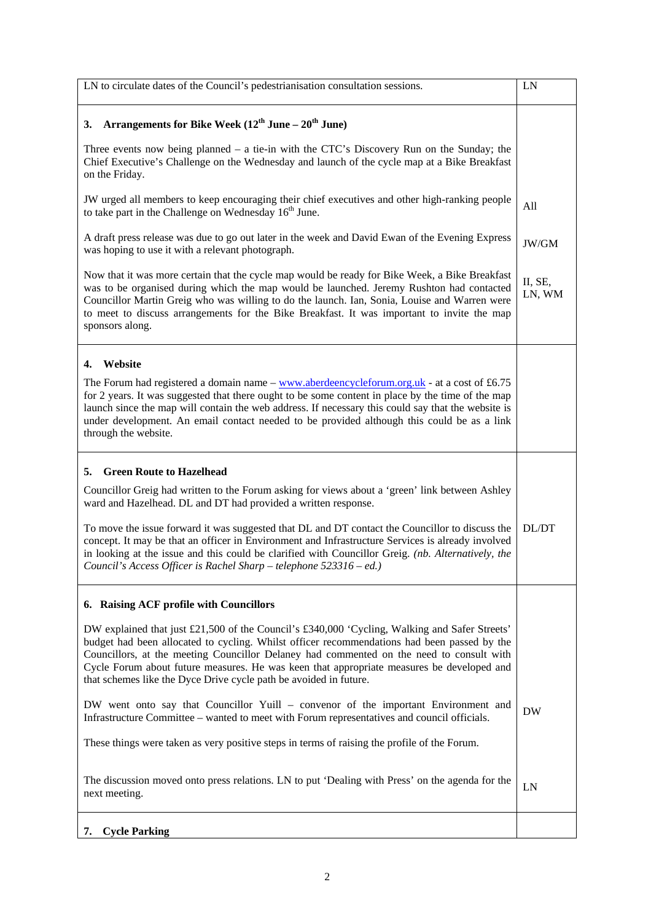| | |
|---|---|
| LN to circulate dates of the Council's pedestrianisation consultation sessions. | LN |
| **3. Arrangements for Bike Week (12th June – 20th June)** | |
| Three events now being planned – a tie-in with the CTC's Discovery Run on the Sunday; the Chief Executive's Challenge on the Wednesday and launch of the cycle map at a Bike Breakfast on the Friday. | |
| JW urged all members to keep encouraging their chief executives and other high-ranking people to take part in the Challenge on Wednesday 16th June. | All |
| A draft press release was due to go out later in the week and David Ewan of the Evening Express was hoping to use it with a relevant photograph. | JW/GM |
| Now that it was more certain that the cycle map would be ready for Bike Week, a Bike Breakfast was to be organised during which the map would be launched. Jeremy Rushton had contacted Councillor Martin Greig who was willing to do the launch. Ian, Sonia, Louise and Warren were to meet to discuss arrangements for the Bike Breakfast. It was important to invite the map sponsors along. | II, SE, LN, WM |
| **4. Website** | |
| The Forum had registered a domain name – www.aberdeencycleforum.org.uk - at a cost of £6.75 for 2 years. It was suggested that there ought to be some content in place by the time of the map launch since the map will contain the web address. If necessary this could say that the website is under development. An email contact needed to be provided although this could be as a link through the website. | |
| **5. Green Route to Hazelhead** | |
| Councillor Greig had written to the Forum asking for views about a 'green' link between Ashley ward and Hazelhead. DL and DT had provided a written response. | |
| To move the issue forward it was suggested that DL and DT contact the Councillor to discuss the concept. It may be that an officer in Environment and Infrastructure Services is already involved in looking at the issue and this could be clarified with Councillor Greig. *(nb. Alternatively, the Council's Access Officer is Rachel Sharp – telephone 523316 – ed.)* | DL/DT |
| **6. Raising ACF profile with Councillors** | |
| DW explained that just £21,500 of the Council's £340,000 'Cycling, Walking and Safer Streets' budget had been allocated to cycling. Whilst officer recommendations had been passed by the Councillors, at the meeting Councillor Delaney had commented on the need to consult with Cycle Forum about future measures. He was keen that appropriate measures be developed and that schemes like the Dyce Drive cycle path be avoided in future. | |
| DW went onto say that Councillor Yuill – convenor of the important Environment and Infrastructure Committee – wanted to meet with Forum representatives and council officials. | DW |
| These things were taken as very positive steps in terms of raising the profile of the Forum. | |
| The discussion moved onto press relations. LN to put 'Dealing with Press' on the agenda for the next meeting. | LN |
| **7. Cycle Parking** | |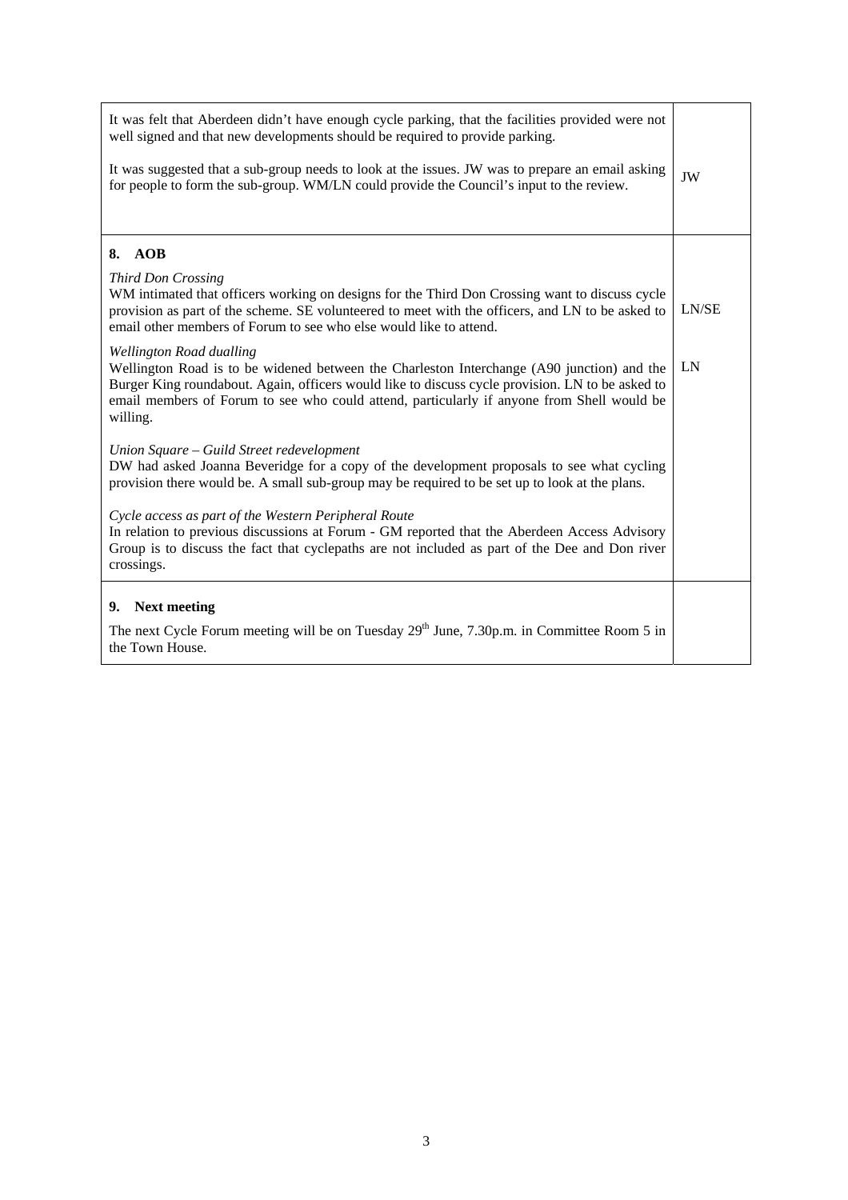| | |
|---|---|
| It was felt that Aberdeen didn't have enough cycle parking, that the facilities provided were not well signed and that new developments should be required to provide parking.<br><br>It was suggested that a sub-group needs to look at the issues. JW was to prepare an email asking for people to form the sub-group. WM/LN could provide the Council's input to the review. | JW |
| **8. AOB**<br><br>*Third Don Crossing*<br>WM intimated that officers working on designs for the Third Don Crossing want to discuss cycle provision as part of the scheme. SE volunteered to meet with the officers, and LN to be asked to email other members of Forum to see who else would like to attend.<br><br>*Wellington Road dualling*<br>Wellington Road is to be widened between the Charleston Interchange (A90 junction) and the Burger King roundabout. Again, officers would like to discuss cycle provision. LN to be asked to email members of Forum to see who could attend, particularly if anyone from Shell would be willing.<br><br>*Union Square – Guild Street redevelopment*<br>DW had asked Joanna Beveridge for a copy of the development proposals to see what cycling provision there would be. A small sub-group may be required to be set up to look at the plans.<br><br>*Cycle access as part of the Western Peripheral Route*<br>In relation to previous discussions at Forum - GM reported that the Aberdeen Access Advisory Group is to discuss the fact that cyclepaths are not included as part of the Dee and Don river crossings. | LN/SE<br><br>LN |
| **9. Next meeting**<br><br>The next Cycle Forum meeting will be on Tuesday 29th June, 7.30p.m. in Committee Room 5 in the Town House. | |